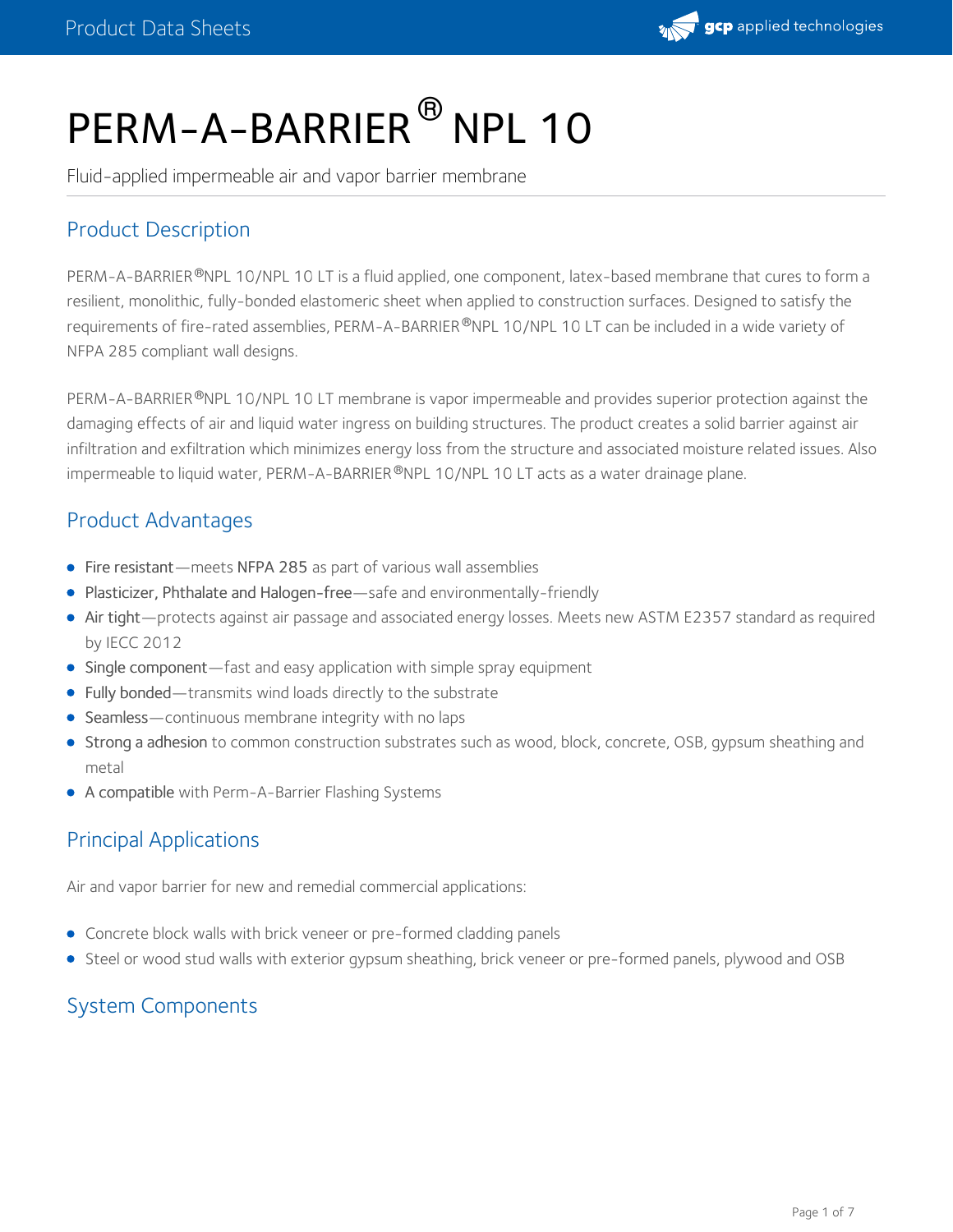# PERM-A-BARRIER® NPL 10

Fluid-applied impermeable air and vapor barrier membrane

## Product Description

PERM-A-BARRIER®NPL 10/NPL 10 LT is a fluid applied, one component, latex-based membrane that cures to form a resilient, monolithic, fully-bonded elastomeric sheet when applied to construction surfaces. Designed to satisfy the requirements of fire-rated assemblies, PERM-A-BARRIER®NPL 10/NPL 10 LT can be included in a wide variety of NFPA 285 compliant wall designs.

PERM-A-BARRIER®NPL 10/NPL 10 LT membrane is vapor impermeable and provides superior protection against the damaging effects of air and liquid water ingress on building structures. The product creates a solid barrier against air infiltration and exfiltration which minimizes energy loss from the structure and associated moisture related issues. Also impermeable to liquid water, PERM-A-BARRIER®NPL 10/NPL 10 LT acts as a water drainage plane.

## Product Advantages

- Fire resistant—meets NFPA 285 as part of various wall assemblies
- Plasticizer, Phthalate and Halogen-free—safe and environmentally-friendly
- Air tight—protects against air passage and associated energy losses. Meets new ASTM E2357 standard as required by IECC 2012
- Single component—fast and easy application with simple spray equipment
- Fully bonded—transmits wind loads directly to the substrate
- Seamless—continuous membrane integrity with no laps
- Strong a adhesion to common construction substrates such as wood, block, concrete, OSB, gypsum sheathing and metal
- A compatible with Perm-A-Barrier Flashing Systems

## Principal Applications

Air and vapor barrier for new and remedial commercial applications:

- Concrete block walls with brick veneer or pre-formed cladding panels
- Steel or wood stud walls with exterior gypsum sheathing, brick veneer or pre-formed panels, plywood and OSB

## System Components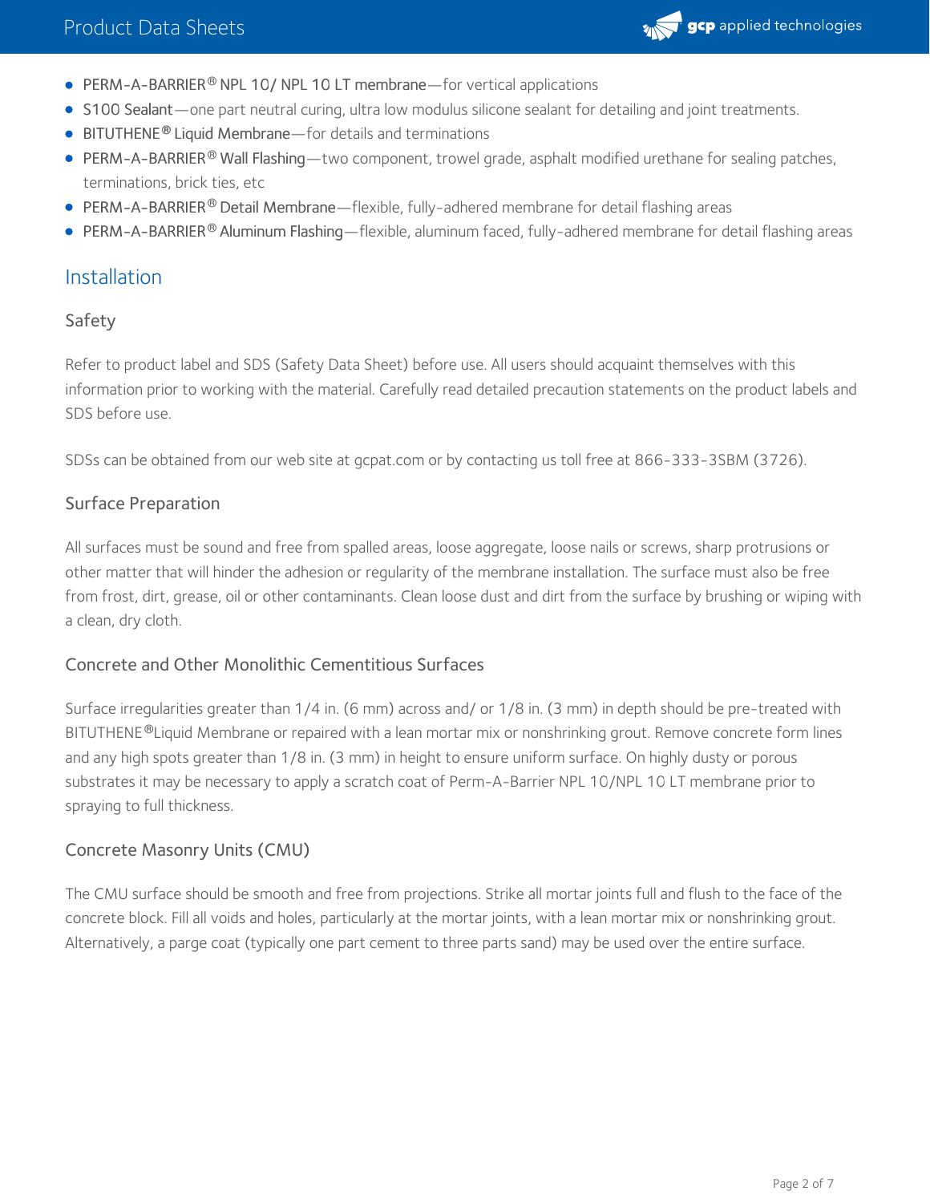- **PERM-A-BARRIER® NPL 10/ NPL 10 LT membrane**—for vertical applications
- **S100 Sealant**—one part neutral curing, ultra low modulus silicone sealant for detailing and joint treatments.
- **BITUTHENE® Liquid Membrane**—for details and terminations
- **PERM-A-BARRIER® Wall Flashing**—two component, trowel grade, asphalt modified urethane for sealing patches, terminations, brick ties, etc
- **PERM-A-BARRIER® Detail Membrane**—flexible, fully-adhered membrane for detail flashing areas
- **PERM-A-BARRIER® Aluminum Flashing**—flexible, aluminum faced, fully-adhered membrane for detail flashing areas

## Installation

### Safety

Refer to product label and SDS (Safety Data Sheet) before use. All users should acquaint themselves with this information prior to working with the material. Carefully read detailed precaution statements on the product labels and SDS before use.

SDSs can be obtained from our web site at gcpat.com or by contacting us toll free at 866-333-3SBM (3726).

### Surface Preparation

All surfaces must be sound and free from spalled areas, loose aggregate, loose nails or screws, sharp protrusions or other matter that will hinder the adhesion or regularity of the membrane installation. The surface must also be free from frost, dirt, grease, oil or other contaminants. Clean loose dust and dirt from the surface by brushing or wiping with a clean, dry cloth.

### Concrete and Other Monolithic Cementitious Surfaces

Surface irregularities greater than 1/4 in. (6 mm) across and/ or 1/8 in. (3 mm) in depth should be pre-treated with BITUTHENE® Liquid Membrane or repaired with a lean mortar mix or nonshrinking grout. Remove concrete form lines and any high spots greater than 1/8 in. (3 mm) in height to ensure uniform surface. On highly dusty or porous substrates it may be necessary to apply a scratch coat of Perm-A-Barrier NPL 10/NPL 10 LT membrane prior to spraying to full thickness.

### Concrete Masonry Units (CMU)

The CMU surface should be smooth and free from projections. Strike all mortar joints full and flush to the face of the concrete block. Fill all voids and holes, particularly at the mortar joints, with a lean mortar mix or nonshrinking grout. Alternatively, a parge coat (typically one part cement to three parts sand) may be used over the entire surface.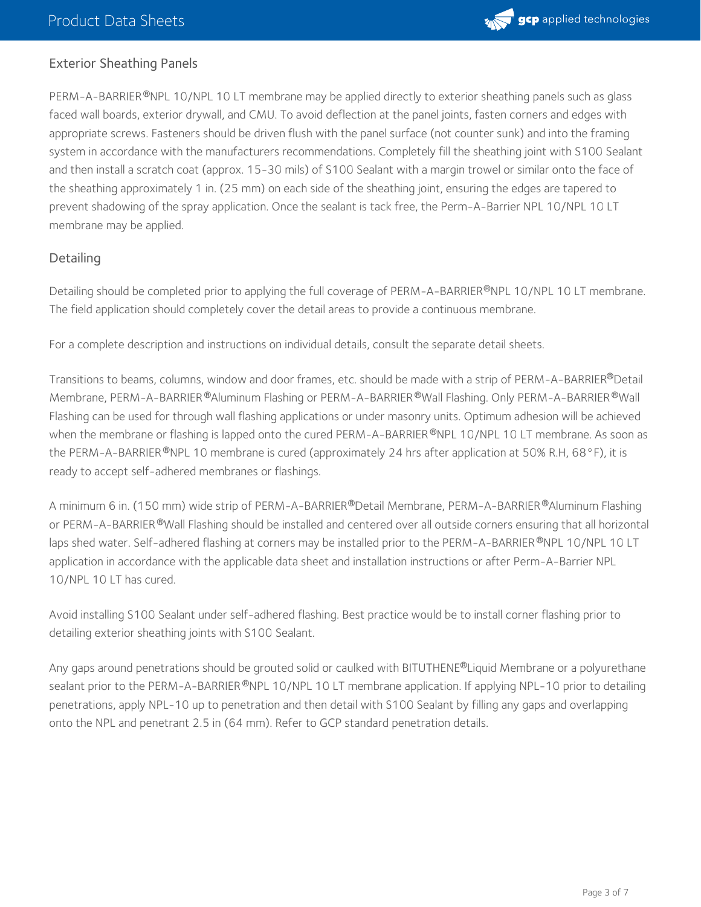## Exterior Sheathing Panels

PERM-A-BARRIER®NPL 10/NPL 10 LT membrane may be applied directly to exterior sheathing panels such as glass faced wall boards, exterior drywall, and CMU. To avoid deflection at the panel joints, fasten corners and edges with appropriate screws. Fasteners should be driven flush with the panel surface (not counter sunk) and into the framing system in accordance with the manufacturers recommendations. Completely fill the sheathing joint with S100 Sealant and then install a scratch coat (approx. 15-30 mils) of S100 Sealant with a margin trowel or similar onto the face of the sheathing approximately 1 in. (25 mm) on each side of the sheathing joint, ensuring the edges are tapered to prevent shadowing of the spray application. Once the sealant is tack free, the Perm-A-Barrier NPL 10/NPL 10 LT membrane may be applied.

## Detailing

Detailing should be completed prior to applying the full coverage of PERM-A-BARRIER®NPL 10/NPL 10 LT membrane. The field application should completely cover the detail areas to provide a continuous membrane.

For a complete description and instructions on individual details, consult the separate detail sheets.

Transitions to beams, columns, window and door frames, etc. should be made with a strip of PERM-A-BARRIER®Detail Membrane, PERM-A-BARRIER®Aluminum Flashing or PERM-A-BARRIER®Wall Flashing. Only PERM-A-BARRIER®Wall Flashing can be used for through wall flashing applications or under masonry units. Optimum adhesion will be achieved when the membrane or flashing is lapped onto the cured PERM-A-BARRIER®NPL 10/NPL 10 LT membrane. As soon as the PERM-A-BARRIER®NPL 10 membrane is cured (approximately 24 hrs after application at 50% R.H, 68°F), it is ready to accept self-adhered membranes or flashings.

A minimum 6 in. (150 mm) wide strip of PERM-A-BARRIER®Detail Membrane, PERM-A-BARRIER®Aluminum Flashing or PERM-A-BARRIER®Wall Flashing should be installed and centered over all outside corners ensuring that all horizontal laps shed water. Self-adhered flashing at corners may be installed prior to the PERM-A-BARRIER®NPL 10/NPL 10 LT application in accordance with the applicable data sheet and installation instructions or after Perm-A-Barrier NPL 10/NPL 10 LT has cured.

Avoid installing S100 Sealant under self-adhered flashing. Best practice would be to install corner flashing prior to detailing exterior sheathing joints with S100 Sealant.

Any gaps around penetrations should be grouted solid or caulked with BITUTHENE®Liquid Membrane or a polyurethane sealant prior to the PERM-A-BARRIER®NPL 10/NPL 10 LT membrane application. If applying NPL-10 prior to detailing penetrations, apply NPL-10 up to penetration and then detail with S100 Sealant by filling any gaps and overlapping onto the NPL and penetrant 2.5 in (64 mm). Refer to GCP standard penetration details.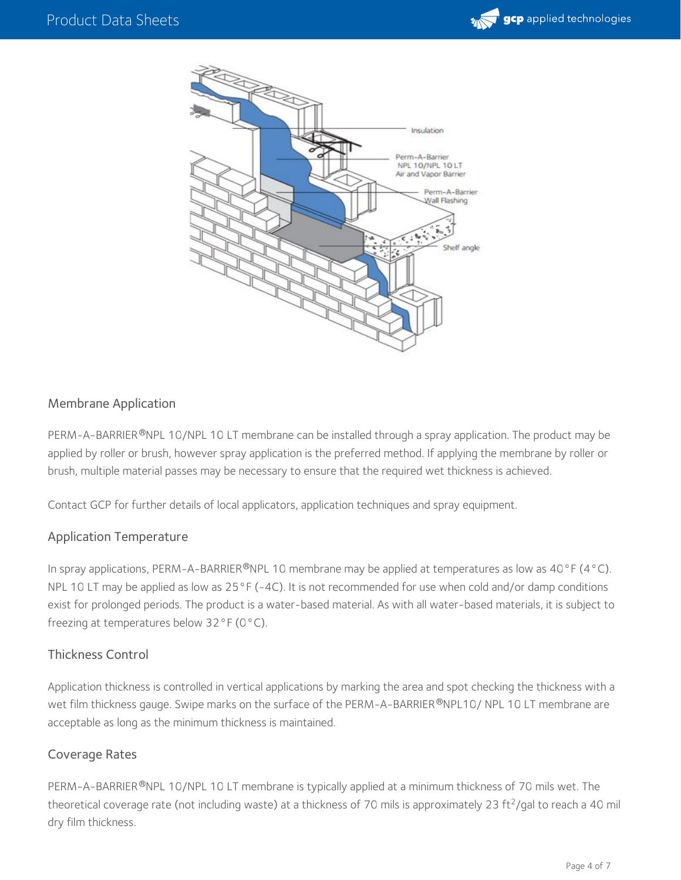## Membrane Application

PERM-A-BARRIER®NPL 10/NPL 10 LT membrane can be installed through a spray application. The product may be applied by roller or brush, however spray application is the preferred method. If applying the membrane by roller or brush, multiple material passes may be necessary to ensure that the required wet thickness is achieved.

Contact GCP for further details of local applicators, application techniques and spray equipment.

## Application Temperature

In spray applications, PERM-A-BARRIER®NPL 10 membrane may be applied at temperatures as low as 40°F (4°C). NPL 10 LT may be applied as low as 25°F (-4C). It is not recommended for use when cold and/or damp conditions exist for prolonged periods. The product is a water-based material. As with all water-based materials, it is subject to freezing at temperatures below 32°F (0°C).

## Thickness Control

Application thickness is controlled in vertical applications by marking the area and spot checking the thickness with a wet film thickness gauge. Swipe marks on the surface of the PERM-A-BARRIER®NPL10/ NPL 10 LT membrane are acceptable as long as the minimum thickness is maintained.

## Coverage Rates

PERM-A-BARRIER®NPL 10/NPL 10 LT membrane is typically applied at a minimum thickness of 70 mils wet. The theoretical coverage rate (not including waste) at a thickness of 70 mils is approximately 23 $ft^2$/gal to reach a 40 mil dry film thickness.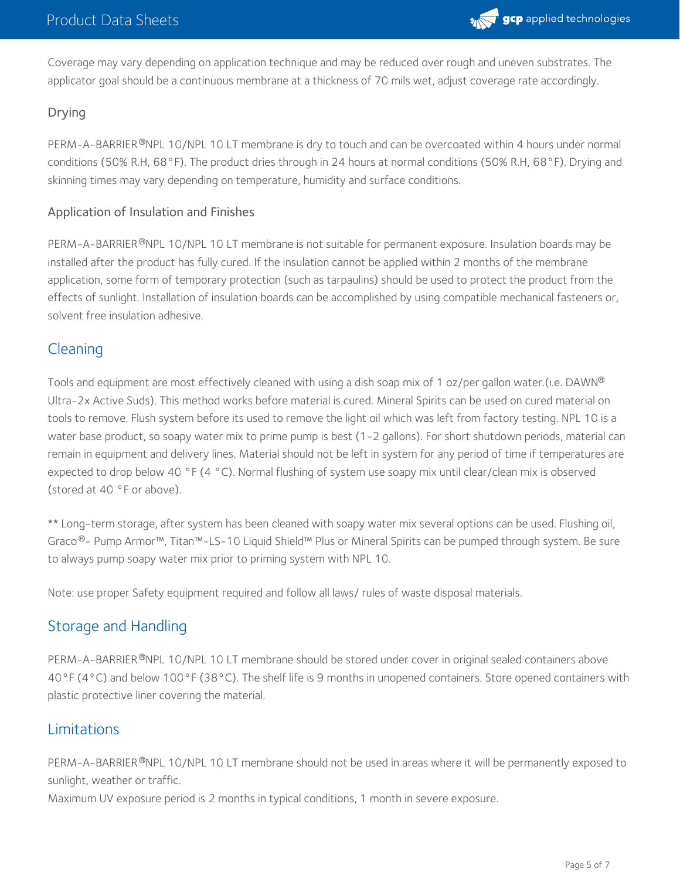Coverage may vary depending on application technique and may be reduced over rough and uneven substrates. The applicator goal should be a continuous membrane at a thickness of 70 mils wet, adjust coverage rate accordingly.

### Drying

PERM-A-BARRIER®NPL 10/NPL 10 LT membrane is dry to touch and can be overcoated within 4 hours under normal conditions (50% R.H, 68°F). The product dries through in 24 hours at normal conditions (50% R.H, 68°F). Drying and skinning times may vary depending on temperature, humidity and surface conditions.

### Application of Insulation and Finishes

PERM-A-BARRIER®NPL 10/NPL 10 LT membrane is not suitable for permanent exposure. Insulation boards may be installed after the product has fully cured. If the insulation cannot be applied within 2 months of the membrane application, some form of temporary protection (such as tarpaulins) should be used to protect the product from the effects of sunlight. Installation of insulation boards can be accomplished by using compatible mechanical fasteners or, solvent free insulation adhesive.

## Cleaning

Tools and equipment are most effectively cleaned with using a dish soap mix of 1 oz/per gallon water.(i.e. DAWN® Ultra-2x Active Suds). This method works before material is cured. Mineral Spirits can be used on cured material on tools to remove. Flush system before its used to remove the light oil which was left from factory testing. NPL 10 is a water base product, so soapy water mix to prime pump is best (1-2 gallons). For short shutdown periods, material can remain in equipment and delivery lines. Material should not be left in system for any period of time if temperatures are expected to drop below 40 °F (4 °C). Normal flushing of system use soapy mix until clear/clean mix is observed (stored at 40 °F or above).

** Long-term storage, after system has been cleaned with soapy water mix several options can be used. Flushing oil, Graco®- Pump Armor™, Titan™-LS-10 Liquid Shield™ Plus or Mineral Spirits can be pumped through system. Be sure to always pump soapy water mix prior to priming system with NPL 10.

Note: use proper Safety equipment required and follow all laws/ rules of waste disposal materials.

## Storage and Handling

PERM-A-BARRIER®NPL 10/NPL 10 LT membrane should be stored under cover in original sealed containers above 40°F (4°C) and below 100°F (38°C). The shelf life is 9 months in unopened containers. Store opened containers with plastic protective liner covering the material.

## Limitations

PERM-A-BARRIER®NPL 10/NPL 10 LT membrane should not be used in areas where it will be permanently exposed to sunlight, weather or traffic.
Maximum UV exposure period is 2 months in typical conditions, 1 month in severe exposure.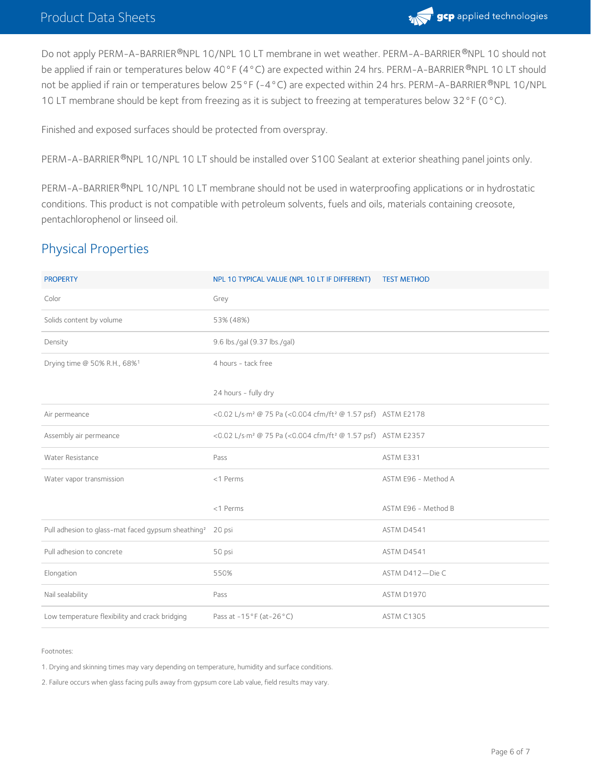Do not apply PERM-A-BARRIER®NPL 10/NPL 10 LT membrane in wet weather. PERM-A-BARRIER®NPL 10 should not be applied if rain or temperatures below 40°F (4°C) are expected within 24 hrs. PERM-A-BARRIER®NPL 10 LT should not be applied if rain or temperatures below 25°F (-4°C) are expected within 24 hrs. PERM-A-BARRIER®NPL 10/NPL 10 LT membrane should be kept from freezing as it is subject to freezing at temperatures below 32°F (0°C).

Finished and exposed surfaces should be protected from overspray.

PERM-A-BARRIER®NPL 10/NPL 10 LT should be installed over S100 Sealant at exterior sheathing panel joints only.

PERM-A-BARRIER®NPL 10/NPL 10 LT membrane should not be used in waterproofing applications or in hydrostatic conditions. This product is not compatible with petroleum solvents, fuels and oils, materials containing creosote, pentachlorophenol or linseed oil.

## Physical Properties

| PROPERTY | NPL 10 TYPICAL VALUE (NPL 10 LT IF DIFFERENT) | TEST METHOD |
|---|---|---|
| Color | Grey | |
| Solids content by volume | 53% (48%) | |
| Density | 9.6 lbs./gal (9.37 lbs./gal) | |
| Drying time @ 50% R.H., 68%[1] | 4 hours - tack free | |
| | 24 hours - fully dry | |
| Air permeance | <0.02 L/s·m² @ 75 Pa (<0.004 cfm/ft² @ 1.57 psf) | ASTM E2178 |
| Assembly air permeance | <0.02 L/s·m² @ 75 Pa (<0.004 cfm/ft² @ 1.57 psf) | ASTM E2357 |
| Water Resistance | Pass | ASTM E331 |
| Water vapor transmission | <1 Perms | ASTM E96 - Method A |
| | <1 Perms | ASTM E96 - Method B |
| Pull adhesion to glass-mat faced gypsum sheathing[2] | 20 psi | ASTM D4541 |
| Pull adhesion to concrete | 50 psi | ASTM D4541 |
| Elongation | 550% | ASTM D412—Die C |
| Nail sealability | Pass | ASTM D1970 |
| Low temperature flexibility and crack bridging | Pass at -15°F (at-26°C) | ASTM C1305 |

Footnotes:

1. Drying and skinning times may vary depending on temperature, humidity and surface conditions.

2. Failure occurs when glass facing pulls away from gypsum core Lab value, field results may vary.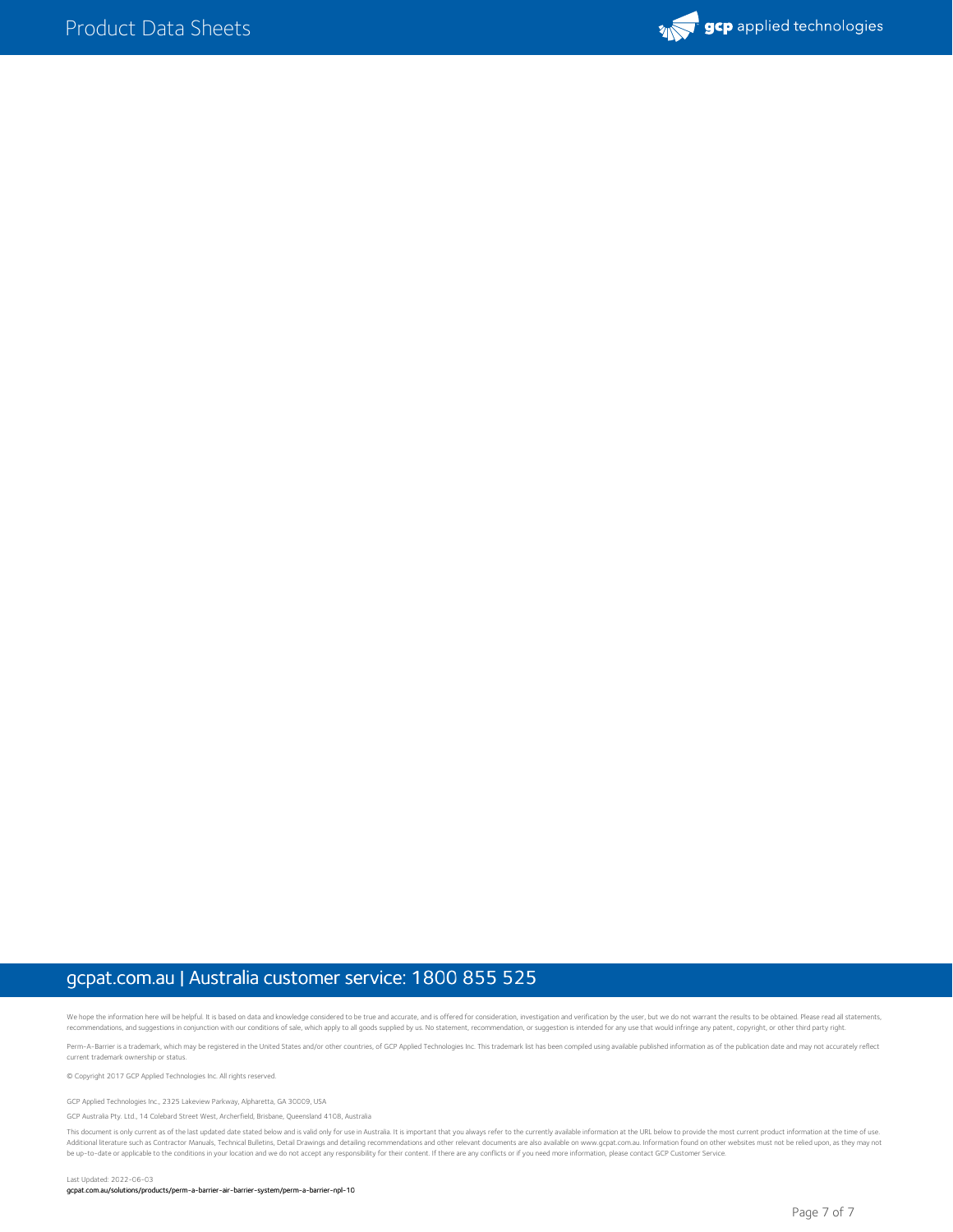gcpat.com.au | Australia customer service: 1800 855 525

We hope the information here will be helpful. It is based on data and knowledge considered to be true and accurate, and is offered for consideration, investigation and verification by the user, but we do not warrant the results to be obtained. Please read all statements, recommendations, and suggestions in conjunction with our conditions of sale, which apply to all goods supplied by us. No statement, recommendation, or suggestion is intended for any use that would infringe any patent, copyright, or other third party right.

Perm-A-Barrier is a trademark, which may be registered in the United States and/or other countries, of GCP Applied Technologies Inc. This trademark list has been compiled using available published information as of the publication date and may not accurately reflect current trademark ownership or status.

© Copyright 2017 GCP Applied Technologies Inc. All rights reserved.

GCP Applied Technologies Inc., 2325 Lakeview Parkway, Alpharetta, GA 30009, USA

GCP Australia Pty. Ltd., 14 Colebard Street West, Archerfield, Brisbane, Queensland 4108, Australia

This document is only current as of the last updated date stated below and is valid only for use in Australia. It is important that you always refer to the currently available information at the URL below to provide the most current product information at the time of use. Additional literature such as Contractor Manuals, Technical Bulletins, Detail Drawings and detailing recommendations and other relevant documents are also available on www.gcpat.com.au. Information found on other websites must not be relied upon, as they may not be up-to-date or applicable to the conditions in your location and we do not accept any responsibility for their content. If there are any conflicts or if you need more information, please contact GCP Customer Service.

Last Updated: 2022-06-03

gcpat.com.au/solutions/products/perm-a-barrier-air-barrier-system/perm-a-barrier-npl-10